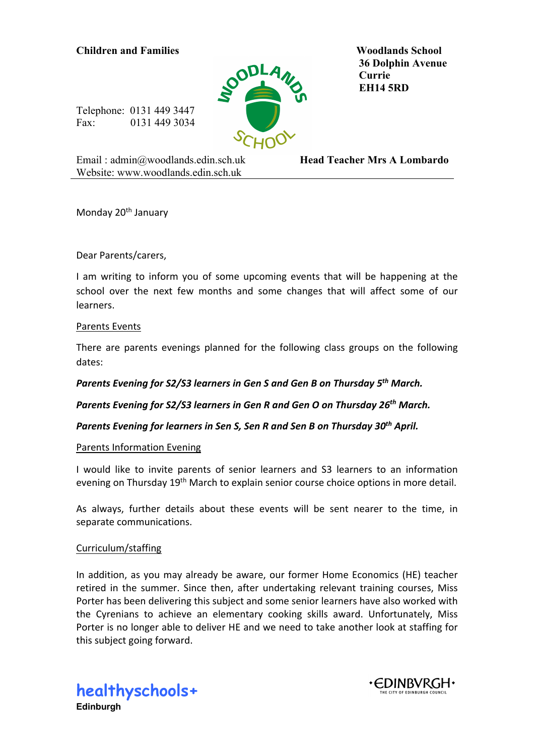**Children and Families**

**Woodlands School**
**36 Dolphin Avenue**
**Currie**
**EH14 5RD**

Telephone: 0131 449 3447
Fax: 0131 449 3034

Email : admin@woodlands.edin.sch.uk
Website: www.woodlands.edin.sch.uk

**Head Teacher Mrs A Lombardo**

---

Monday 20th January

Dear Parents/carers,

I am writing to inform you of some upcoming events that will be happening at the school over the next few months and some changes that will affect some of our learners.

Parents Events

There are parents evenings planned for the following class groups on the following dates:

***Parents Evening for S2/S3 learners in Gen S and Gen B on Thursday 5th March.***

***Parents Evening for S2/S3 learners in Gen R and Gen O on Thursday 26th March.***

***Parents Evening for learners in Sen S, Sen R and Sen B on Thursday 30th April.***

Parents Information Evening

I would like to invite parents of senior learners and S3 learners to an information evening on Thursday 19th March to explain senior course choice options in more detail.

As always, further details about these events will be sent nearer to the time, in separate communications.

Curriculum/staffing

In addition, as you may already be aware, our former Home Economics (HE) teacher retired in the summer. Since then, after undertaking relevant training courses, Miss Porter has been delivering this subject and some senior learners have also worked with the Cyrenians to achieve an elementary cooking skills award. Unfortunately, Miss Porter is no longer able to deliver HE and we need to take another look at staffing for this subject going forward.

healthyschools+
**Edinburgh**

EDINBVRGH
THE CITY OF EDINBURGH COUNCIL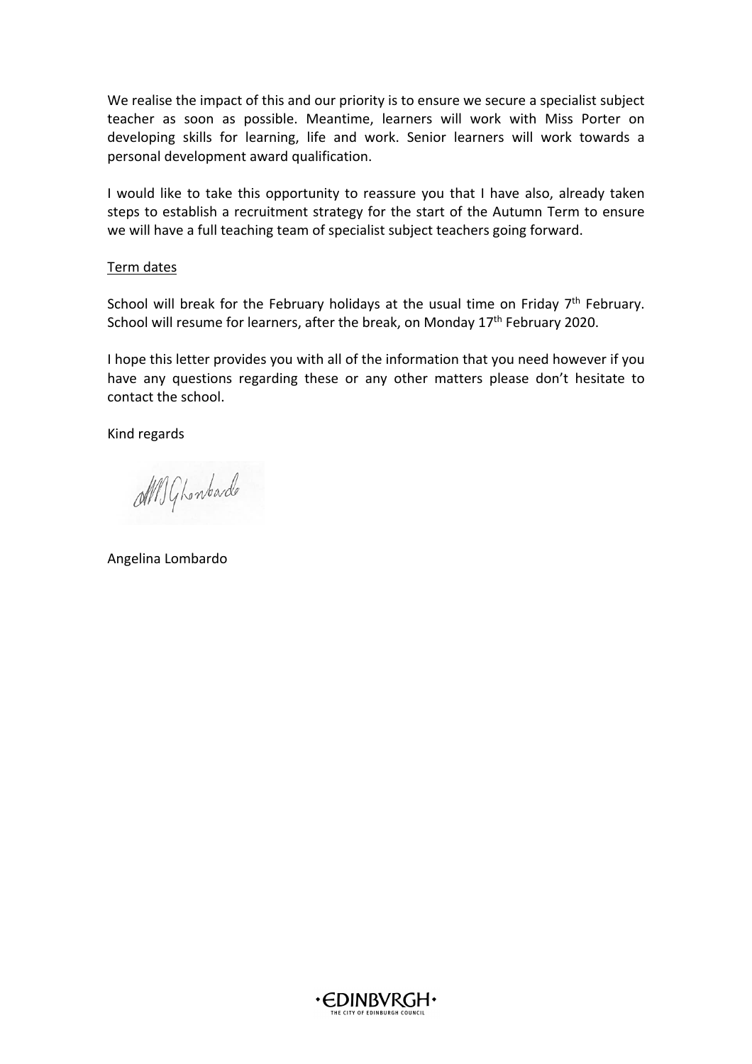We realise the impact of this and our priority is to ensure we secure a specialist subject teacher as soon as possible. Meantime, learners will work with Miss Porter on developing skills for learning, life and work. Senior learners will work towards a personal development award qualification.

I would like to take this opportunity to reassure you that I have also, already taken steps to establish a recruitment strategy for the start of the Autumn Term to ensure we will have a full teaching team of specialist subject teachers going forward.

<u>Term dates</u>

School will break for the February holidays at the usual time on Friday 7th February. School will resume for learners, after the break, on Monday 17th February 2020.

I hope this letter provides you with all of the information that you need however if you have any questions regarding these or any other matters please don't hesitate to contact the school.

Kind regards

Angelina Lombardo